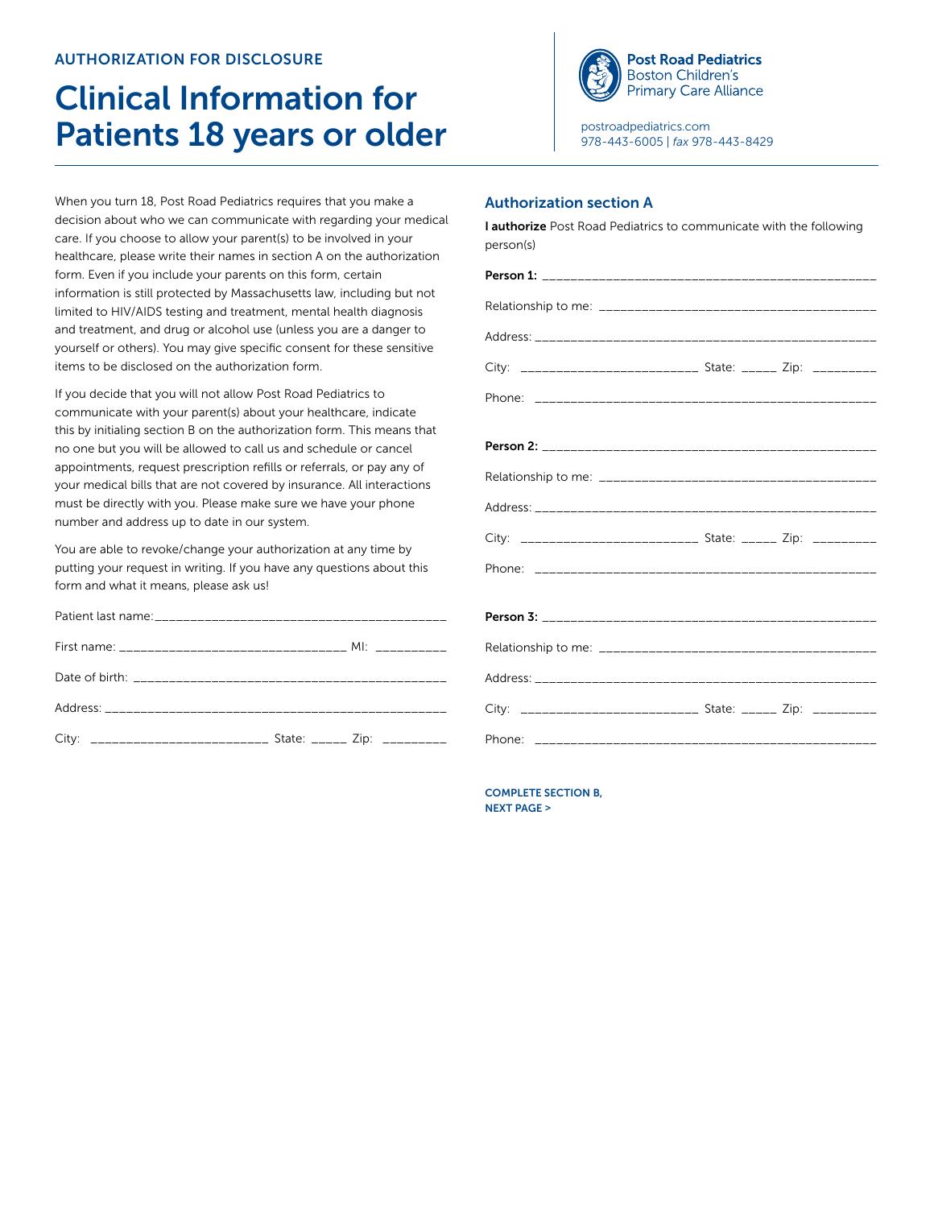AUTHORIZATION FOR DISCLOSURE

# Clinical Information for Patients 18 years or older

**Post Road Pediatrics**
Boston Children's Primary Care Alliance

postroadpediatrics.com
978-443-6005 | *fax* 978-443-8429

When you turn 18, Post Road Pediatrics requires that you make a decision about who we can communicate with regarding your medical care. If you choose to allow your parent(s) to be involved in your healthcare, please write their names in section A on the authorization form. Even if you include your parents on this form, certain information is still protected by Massachusetts law, including but not limited to HIV/AIDS testing and treatment, mental health diagnosis and treatment, and drug or alcohol use (unless you are a danger to yourself or others). You may give specific consent for these sensitive items to be disclosed on the authorization form.

If you decide that you will not allow Post Road Pediatrics to communicate with your parent(s) about your healthcare, indicate this by initialing section B on the authorization form. This means that no one but you will be allowed to call us and schedule or cancel appointments, request prescription refills or referrals, or pay any of your medical bills that are not covered by insurance. All interactions must be directly with you. Please make sure we have your phone number and address up to date in our system.

You are able to revoke/change your authorization at any time by putting your request in writing. If you have any questions about this form and what it means, please ask us!

Patient last name: ___________________________________________

First name: _________________________________ MI: __________

Date of birth: ______________________________________________

Address: __________________________________________________

City: _________________________ State: _____ Zip: _________

## Authorization section A

**I authorize** Post Road Pediatrics to communicate with the following person(s)

**Person 1:** _________________________________________________

Relationship to me: ________________________________________

Address: __________________________________________________

City: _________________________ State: _____ Zip: _________

Phone: ___________________________________________________

**Person 2:** _________________________________________________

Relationship to me: ________________________________________

Address: __________________________________________________

City: _________________________ State: _____ Zip: _________

Phone: ___________________________________________________

**Person 3:** _________________________________________________

Relationship to me: ________________________________________

Address: __________________________________________________

City: _________________________ State: _____ Zip: _________

Phone: ___________________________________________________

**COMPLETE SECTION B, NEXT PAGE >**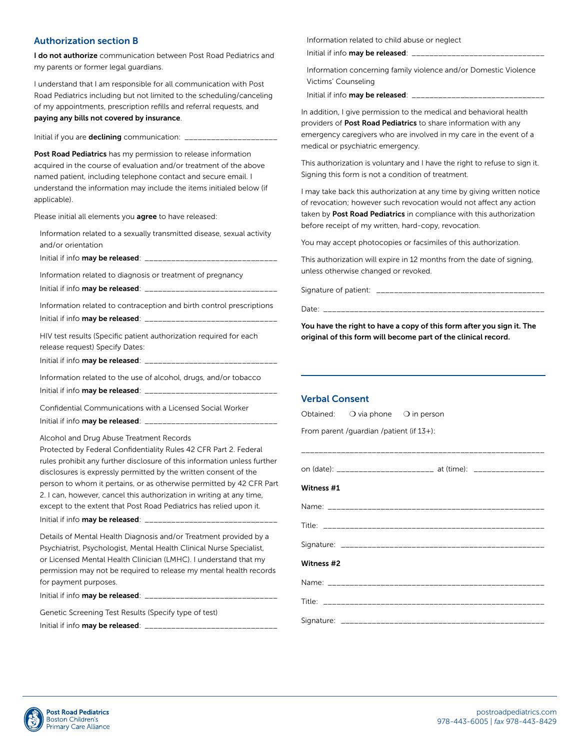## Authorization section B

**I do not authorize** communication between Post Road Pediatrics and my parents or former legal guardians.

I understand that I am responsible for all communication with Post Road Pediatrics including but not limited to the scheduling/canceling of my appointments, prescription refills and referral requests, and **paying any bills not covered by insurance**.

Initial if you are **declining** communication: ____________________

**Post Road Pediatrics** has my permission to release information acquired in the course of evaluation and/or treatment of the above named patient, including telephone contact and secure email. I understand the information may include the items initialed below (if applicable).

Please initial all elements you **agree** to have released:

Information related to a sexually transmitted disease, sexual activity and/or orientation

Initial if info **may be released**: ____________________________

Information related to diagnosis or treatment of pregnancy

Initial if info **may be released**: ____________________________

Information related to contraception and birth control prescriptions

Initial if info **may be released**: ____________________________

HIV test results (Specific patient authorization required for each release request) Specify Dates:

Initial if info **may be released**: ____________________________

Information related to the use of alcohol, drugs, and/or tobacco

Initial if info **may be released**: ____________________________

Confidential Communications with a Licensed Social Worker

Initial if info **may be released**: ____________________________

Alcohol and Drug Abuse Treatment Records
Protected by Federal Confidentiality Rules 42 CFR Part 2. Federal rules prohibit any further disclosure of this information unless further disclosures is expressly permitted by the written consent of the person to whom it pertains, or as otherwise permitted by 42 CFR Part 2. I can, however, cancel this authorization in writing at any time, except to the extent that Post Road Pediatrics has relied upon it.

Initial if info **may be released**: ____________________________

Details of Mental Health Diagnosis and/or Treatment provided by a Psychiatrist, Psychologist, Mental Health Clinical Nurse Specialist, or Licensed Mental Health Clinician (LMHC). I understand that my permission may not be required to release my mental health records for payment purposes.

Initial if info **may be released**: ____________________________

Genetic Screening Test Results (Specify type of test)

Initial if info **may be released**: ____________________________

Information related to child abuse or neglect

Initial if info **may be released**: ____________________________

Information concerning family violence and/or Domestic Violence Victims' Counseling

Initial if info **may be released**: ____________________________

In addition, I give permission to the medical and behavioral health providers of **Post Road Pediatrics** to share information with any emergency caregivers who are involved in my care in the event of a medical or psychiatric emergency.

This authorization is voluntary and I have the right to refuse to sign it. Signing this form is not a condition of treatment.

I may take back this authorization at any time by giving written notice of revocation; however such revocation would not affect any action taken by **Post Road Pediatrics** in compliance with this authorization before receipt of my written, hard-copy, revocation.

You may accept photocopies or facsimiles of this authorization.

This authorization will expire in 12 months from the date of signing, unless otherwise changed or revoked.

Signature of patient: ____________________________________

Date: ________________________________________________

**You have the right to have a copy of this form after you sign it. The original of this form will become part of the clinical record.**

## Verbal Consent

Obtained: ❍ via phone ❍ in person

From parent /guardian /patient (if 13+):

________________________________________________

on (date): ____________________ at (time): ______________

**Witness #1**

Name: ____________________________________________

Title: ____________________________________________

Signature: _________________________________________

**Witness #2**

Name: ____________________________________________

Title: ____________________________________________

Signature: _________________________________________

**Post Road Pediatrics**
Boston Children's
Primary Care Alliance

postroadpediatrics.com
978-443-6005 | *fax* 978-443-8429